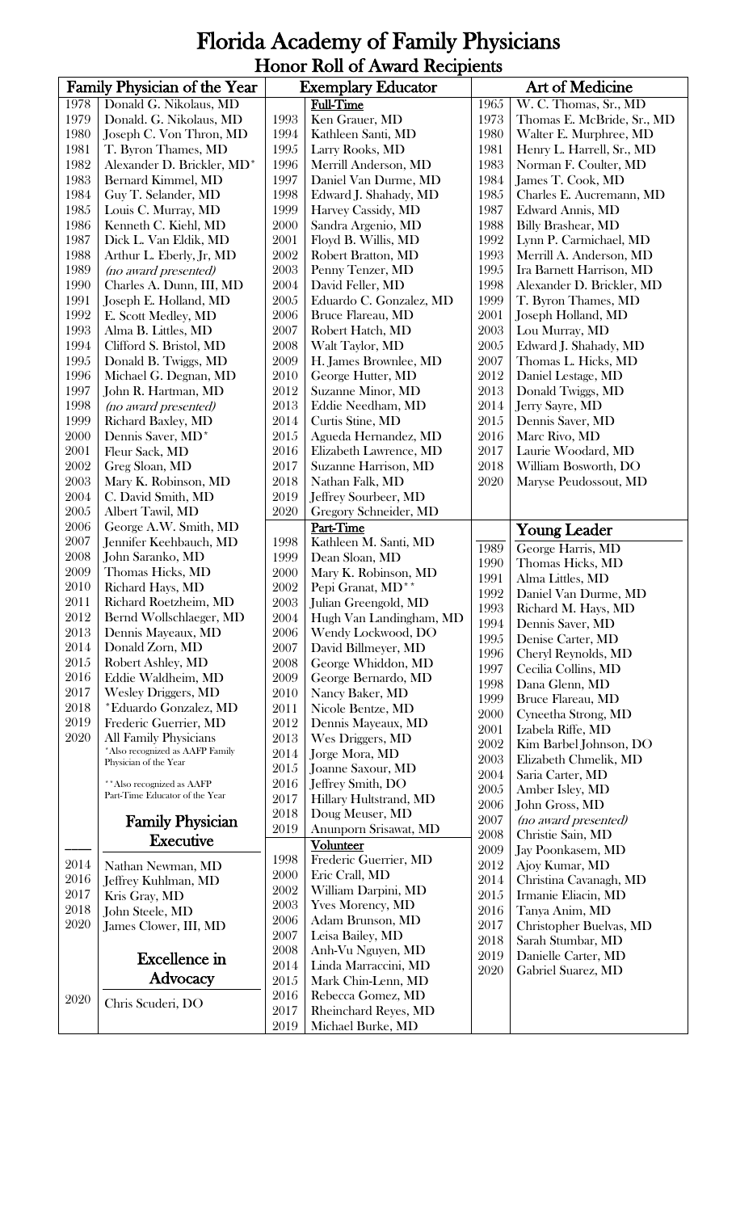# Florida Academy of Family Physicians

## Honor Roll of Award Recipients

### Family Physician of the Year

| Year | Recipient |
|---|---|
| 1978 | Donald G. Nikolaus, MD |
| 1979 | Donald. G. Nikolaus, MD |
| 1980 | Joseph C. Von Thron, MD |
| 1981 | T. Byron Thames, MD |
| 1982 | Alexander D. Brickler, MD* |
| 1983 | Bernard Kimmel, MD |
| 1984 | Guy T. Selander, MD |
| 1985 | Louis C. Murray, MD |
| 1986 | Kenneth C. Kiehl, MD |
| 1987 | Dick L. Van Eldik, MD |
| 1988 | Arthur L. Eberly, Jr, MD |
| 1989 | *(no award presented)* |
| 1990 | Charles A. Dunn, III, MD |
| 1991 | Joseph E. Holland, MD |
| 1992 | E. Scott Medley, MD |
| 1993 | Alma B. Littles, MD |
| 1994 | Clifford S. Bristol, MD |
| 1995 | Donald B. Twiggs, MD |
| 1996 | Michael G. Degnan, MD |
| 1997 | John R. Hartman, MD |
| 1998 | *(no award presented)* |
| 1999 | Richard Baxley, MD |
| 2000 | Dennis Saver, MD* |
| 2001 | Fleur Sack, MD |
| 2002 | Greg Sloan, MD |
| 2003 | Mary K. Robinson, MD |
| 2004 | C. David Smith, MD |
| 2005 | Albert Tawil, MD |
| 2006 | George A.W. Smith, MD |
| 2007 | Jennifer Keehbauch, MD |
| 2008 | John Saranko, MD |
| 2009 | Thomas Hicks, MD |
| 2010 | Richard Hays, MD |
| 2011 | Richard Roetzheim, MD |
| 2012 | Bernd Wollschlaeger, MD |
| 2013 | Dennis Mayeaux, MD |
| 2014 | Donald Zorn, MD |
| 2015 | Robert Ashley, MD |
| 2016 | Eddie Waldheim, MD |
| 2017 | Wesley Driggers, MD |
| 2018 | *Eduardo Gonzalez, MD |
| 2019 | Frederic Guerrier, MD |
| 2020 | All Family Physicians |

*Also recognized as AAFP Family Physician of the Year

**Also recognized as AAFP Part-Time Educator of the Year

### Family Physician Executive

| Year | Recipient |
|---|---|
| 2014 | Nathan Newman, MD |
| 2016 | Jeffrey Kuhlman, MD |
| 2017 | Kris Gray, MD |
| 2018 | John Steele, MD |
| 2020 | James Clower, III, MD |

### Excellence in Advocacy

| Year | Recipient |
|---|---|
| 2020 | Chris Scuderi, DO |

### Exemplary Educator

**Full-Time**

| Year | Recipient |
|---|---|
| 1993 | Ken Grauer, MD |
| 1994 | Kathleen Santi, MD |
| 1995 | Larry Rooks, MD |
| 1996 | Merrill Anderson, MD |
| 1997 | Daniel Van Durme, MD |
| 1998 | Edward J. Shahady, MD |
| 1999 | Harvey Cassidy, MD |
| 2000 | Sandra Argenio, MD |
| 2001 | Floyd B. Willis, MD |
| 2002 | Robert Bratton, MD |
| 2003 | Penny Tenzer, MD |
| 2004 | David Feller, MD |
| 2005 | Eduardo C. Gonzalez, MD |
| 2006 | Bruce Flareau, MD |
| 2007 | Robert Hatch, MD |
| 2008 | Walt Taylor, MD |
| 2009 | H. James Brownlee, MD |
| 2010 | George Hutter, MD |
| 2012 | Suzanne Minor, MD |
| 2013 | Eddie Needham, MD |
| 2014 | Curtis Stine, MD |
| 2015 | Agueda Hernandez, MD |
| 2016 | Elizabeth Lawrence, MD |
| 2017 | Suzanne Harrison, MD |
| 2018 | Nathan Falk, MD |
| 2019 | Jeffrey Sourbeer, MD |
| 2020 | Gregory Schneider, MD |

**Part-Time**

| Year | Recipient |
|---|---|
| 1998 | Kathleen M. Santi, MD |
| 1999 | Dean Sloan, MD |
| 2000 | Mary K. Robinson, MD |
| 2002 | Pepi Granat, MD** |
| 2003 | Julian Greengold, MD |
| 2004 | Hugh Van Landingham, MD |
| 2006 | Wendy Lockwood, DO |
| 2007 | David Billmeyer, MD |
| 2008 | George Whiddon, MD |
| 2009 | George Bernardo, MD |
| 2010 | Nancy Baker, MD |
| 2011 | Nicole Bentze, MD |
| 2012 | Dennis Mayeaux, MD |
| 2013 | Wes Driggers, MD |
| 2014 | Jorge Mora, MD |
| 2015 | Joanne Saxour, MD |
| 2016 | Jeffrey Smith, DO |
| 2017 | Hillary Hultstrand, MD |
| 2018 | Doug Meuser, MD |
| 2019 | Anunporn Srisawat, MD |

**Volunteer**

| Year | Recipient |
|---|---|
| 1998 | Frederic Guerrier, MD |
| 2000 | Eric Crall, MD |
| 2002 | William Darpini, MD |
| 2003 | Yves Morency, MD |
| 2006 | Adam Brunson, MD |
| 2007 | Leisa Bailey, MD |
| 2008 | Anh-Vu Nguyen, MD |
| 2014 | Linda Marraccini, MD |
| 2015 | Mark Chin-Lenn, MD |
| 2016 | Rebecca Gomez, MD |
| 2017 | Rheinchard Reyes, MD |
| 2019 | Michael Burke, MD |

### Art of Medicine

| Year | Recipient |
|---|---|
| 1965 | W. C. Thomas, Sr., MD |
| 1973 | Thomas E. McBride, Sr., MD |
| 1980 | Walter E. Murphree, MD |
| 1981 | Henry L. Harrell, Sr., MD |
| 1983 | Norman F. Coulter, MD |
| 1984 | James T. Cook, MD |
| 1985 | Charles E. Aucremann, MD |
| 1987 | Edward Annis, MD |
| 1988 | Billy Brashear, MD |
| 1992 | Lynn P. Carmichael, MD |
| 1993 | Merrill A. Anderson, MD |
| 1995 | Ira Barnett Harrison, MD |
| 1998 | Alexander D. Brickler, MD |
| 1999 | T. Byron Thames, MD |
| 2001 | Joseph Holland, MD |
| 2003 | Lou Murray, MD |
| 2005 | Edward J. Shahady, MD |
| 2007 | Thomas L. Hicks, MD |
| 2012 | Daniel Lestage, MD |
| 2013 | Donald Twiggs, MD |
| 2014 | Jerry Sayre, MD |
| 2015 | Dennis Saver, MD |
| 2016 | Marc Rivo, MD |
| 2017 | Laurie Woodard, MD |
| 2018 | William Bosworth, DO |
| 2020 | Maryse Peudossout, MD |

### Young Leader

| Year | Recipient |
|---|---|
| 1989 | George Harris, MD |
| 1990 | Thomas Hicks, MD |
| 1991 | Alma Littles, MD |
| 1992 | Daniel Van Durme, MD |
| 1993 | Richard M. Hays, MD |
| 1994 | Dennis Saver, MD |
| 1995 | Denise Carter, MD |
| 1996 | Cheryl Reynolds, MD |
| 1997 | Cecilia Collins, MD |
| 1998 | Dana Glenn, MD |
| 1999 | Bruce Flareau, MD |
| 2000 | Cyneetha Strong, MD |
| 2001 | Izabela Riffe, MD |
| 2002 | Kim Barbel Johnson, DO |
| 2003 | Elizabeth Chmelik, MD |
| 2004 | Saria Carter, MD |
| 2005 | Amber Isley, MD |
| 2006 | John Gross, MD |
| 2007 | *(no award presented)* |
| 2008 | Christie Sain, MD |
| 2009 | Jay Poonkasem, MD |
| 2012 | Ajoy Kumar, MD |
| 2014 | Christina Cavanagh, MD |
| 2015 | Irmanie Eliacin, MD |
| 2016 | Tanya Anim, MD |
| 2017 | Christopher Buelvas, MD |
| 2018 | Sarah Stumbar, MD |
| 2019 | Danielle Carter, MD |
| 2020 | Gabriel Suarez, MD |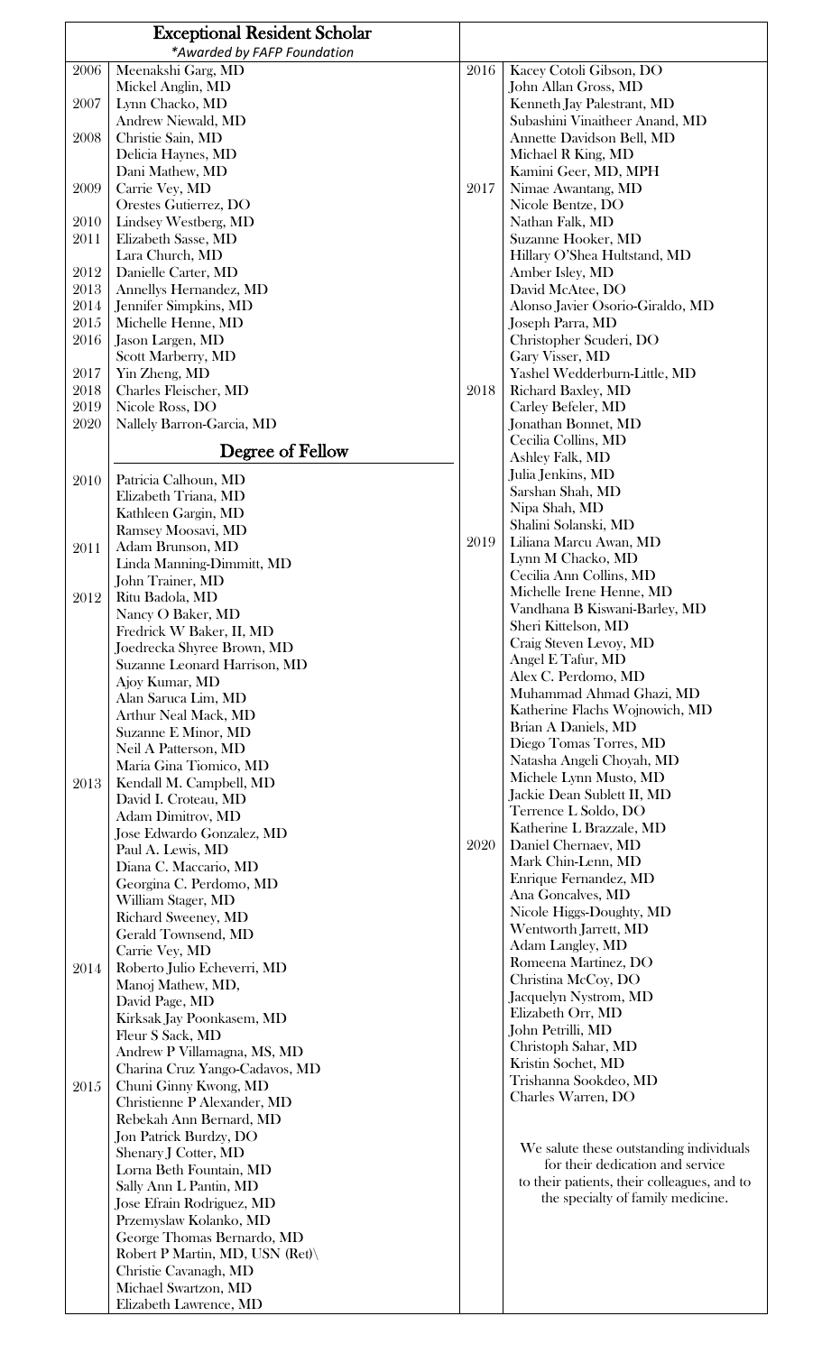## Exceptional Resident Scholar

*Awarded by FAFP Foundation

| | |
|---|---|
| 2006 | Meenakshi Garg, MD |
| | Mickel Anglin, MD |
| 2007 | Lynn Chacko, MD |
| | Andrew Niewald, MD |
| 2008 | Christie Sain, MD |
| | Delicia Haynes, MD |
| | Dani Mathew, MD |
| 2009 | Carrie Vey, MD |
| | Orestes Gutierrez, DO |
| 2010 | Lindsey Westberg, MD |
| 2011 | Elizabeth Sasse, MD |
| | Lara Church, MD |
| 2012 | Danielle Carter, MD |
| 2013 | Annellys Hernandez, MD |
| 2014 | Jennifer Simpkins, MD |
| 2015 | Michelle Henne, MD |
| 2016 | Jason Largen, MD |
| | Scott Marberry, MD |
| 2017 | Yin Zheng, MD |
| 2018 | Charles Fleischer, MD |
| 2019 | Nicole Ross, DO |
| 2020 | Nallely Barron-Garcia, MD |

## Degree of Fellow

| | |
|---|---|
| 2010 | Patricia Calhoun, MD |
| | Elizabeth Triana, MD |
| | Kathleen Gargin, MD |
| | Ramsey Moosavi, MD |
| 2011 | Adam Brunson, MD |
| | Linda Manning-Dimmitt, MD |
| | John Trainer, MD |
| 2012 | Ritu Badola, MD |
| | Nancy O Baker, MD |
| | Fredrick W Baker, II, MD |
| | Joedrecka Shyree Brown, MD |
| | Suzanne Leonard Harrison, MD |
| | Ajoy Kumar, MD |
| | Alan Saruca Lim, MD |
| | Arthur Neal Mack, MD |
| | Suzanne E Minor, MD |
| | Neil A Patterson, MD |
| | Maria Gina Tiomico, MD |
| 2013 | Kendall M. Campbell, MD |
| | David I. Croteau, MD |
| | Adam Dimitrov, MD |
| | Jose Edwardo Gonzalez, MD |
| | Paul A. Lewis, MD |
| | Diana C. Maccario, MD |
| | Georgina C. Perdomo, MD |
| | William Stager, MD |
| | Richard Sweeney, MD |
| | Gerald Townsend, MD |
| | Carrie Vey, MD |
| 2014 | Roberto Julio Echeverri, MD |
| | Manoj Mathew, MD, |
| | David Page, MD |
| | Kirksak Jay Poonkasem, MD |
| | Fleur S Sack, MD |
| | Andrew P Villamagna, MS, MD |
| | Charina Cruz Yango-Cadavos, MD |
| 2015 | Chuni Ginny Kwong, MD |
| | Christienne P Alexander, MD |
| | Rebekah Ann Bernard, MD |
| | Jon Patrick Burdzy, DO |
| | Shenary J Cotter, MD |
| | Lorna Beth Fountain, MD |
| | Sally Ann L Pantin, MD |
| | Jose Efrain Rodriguez, MD |
| | Przemyslaw Kolanko, MD |
| | George Thomas Bernardo, MD |
| | Robert P Martin, MD, USN (Ret)\ |
| | Christie Cavanagh, MD |
| | Michael Swartzon, MD |
| | Elizabeth Lawrence, MD |
| 2016 | Kacey Cotoli Gibson, DO |
| | John Allan Gross, MD |
| | Kenneth Jay Palestrant, MD |
| | Subashini Vinaitheer Anand, MD |
| | Annette Davidson Bell, MD |
| | Michael R King, MD |
| | Kamini Geer, MD, MPH |
| 2017 | Nimae Awantang, MD |
| | Nicole Bentze, DO |
| | Nathan Falk, MD |
| | Suzanne Hooker, MD |
| | Hillary O'Shea Hultstand, MD |
| | Amber Isley, MD |
| | David McAtee, DO |
| | Alonso Javier Osorio-Giraldo, MD |
| | Joseph Parra, MD |
| | Christopher Scuderi, DO |
| | Gary Visser, MD |
| | Yashel Wedderburn-Little, MD |
| 2018 | Richard Baxley, MD |
| | Carley Befeler, MD |
| | Jonathan Bonnet, MD |
| | Cecilia Collins, MD |
| | Ashley Falk, MD |
| | Julia Jenkins, MD |
| | Sarshan Shah, MD |
| | Nipa Shah, MD |
| | Shalini Solanski, MD |
| 2019 | Liliana Marcu Awan, MD |
| | Lynn M Chacko, MD |
| | Cecilia Ann Collins, MD |
| | Michelle Irene Henne, MD |
| | Vandhana B Kiswani-Barley, MD |
| | Sheri Kittelson, MD |
| | Craig Steven Levoy, MD |
| | Angel E Tafur, MD |
| | Alex C. Perdomo, MD |
| | Muhammad Ahmad Ghazi, MD |
| | Katherine Flachs Wojnowich, MD |
| | Brian A Daniels, MD |
| | Diego Tomas Torres, MD |
| | Natasha Angeli Choyah, MD |
| | Michele Lynn Musto, MD |
| | Jackie Dean Sublett II, MD |
| | Terrence L Soldo, DO |
| | Katherine L Brazzale, MD |
| 2020 | Daniel Chernaev, MD |
| | Mark Chin-Lenn, MD |
| | Enrique Fernandez, MD |
| | Ana Goncalves, MD |
| | Nicole Higgs-Doughty, MD |
| | Wentworth Jarrett, MD |
| | Adam Langley, MD |
| | Romeena Martinez, DO |
| | Christina McCoy, DO |
| | Jacquelyn Nystrom, MD |
| | Elizabeth Orr, MD |
| | John Petrilli, MD |
| | Christoph Sahar, MD |
| | Kristin Sochet, MD |
| | Trishanna Sookdeo, MD |
| | Charles Warren, DO |

We salute these outstanding individuals for their dedication and service to their patients, their colleagues, and to the specialty of family medicine.